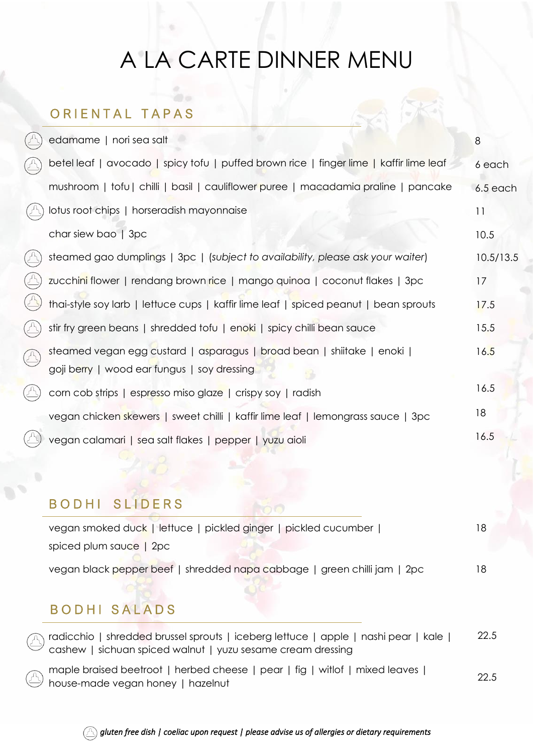# A LA CARTE DINNER MENU

## ORIENTAL TAPAS

| Dish | Price |
|---|---|
| (GF) edamame \| nori sea salt | 8 |
| (GF) betel leaf \| avocado \| spicy tofu \| puffed brown rice \| finger lime \| kaffir lime leaf | 6 each |
| mushroom \| tofu \| chilli \| basil \| cauliflower puree \| macadamia praline \| pancake | 6.5 each |
| (GF) lotus root chips \| horseradish mayonnaise | 11 |
| char siew bao \| 3pc | 10.5 |
| (GF) steamed gao dumplings \| 3pc \| (*subject to availability, please ask your waiter*) | 10.5/13.5 |
| (GF) zucchini flower \| rendang brown rice \| mango quinoa \| coconut flakes \| 3pc | 17 |
| (GF) thai-style soy larb \| lettuce cups \| kaffir lime leaf \| spiced peanut \| bean sprouts | 17.5 |
| (GF) stir fry green beans \| shredded tofu \| enoki \| spicy chilli bean sauce | 15.5 |
| (GF) steamed vegan egg custard \| asparagus \| broad bean \| shiitake \| enoki \| goji berry \| wood ear fungus \| soy dressing | 16.5 |
| (GF) corn cob strips \| espresso miso glaze \| crispy soy \| radish | 16.5 |
| vegan chicken skewers \| sweet chilli \| kaffir lime leaf \| lemongrass sauce \| 3pc | 18 |
| (GF) vegan calamari \| sea salt flakes \| pepper \| yuzu aioli | 16.5 |

## BODHI SLIDERS

| Dish | Price |
|---|---|
| vegan smoked duck \| lettuce \| pickled ginger \| pickled cucumber \| spiced plum sauce \| 2pc | 18 |
| vegan black pepper beef \| shredded napa cabbage \| green chilli jam \| 2pc | 18 |

## BODHI SALADS

| Dish | Price |
|---|---|
| (GF) radicchio \| shredded brussel sprouts \| iceberg lettuce \| apple \| nashi pear \| kale \| cashew \| sichuan spiced walnut \| yuzu sesame cream dressing | 22.5 |
| (GF) maple braised beetroot \| herbed cheese \| pear \| fig \| witlof \| mixed leaves \| house-made vegan honey \| hazelnut | 22.5 |

*(GF) gluten free dish | coeliac upon request | please advise us of allergies or dietary requirements*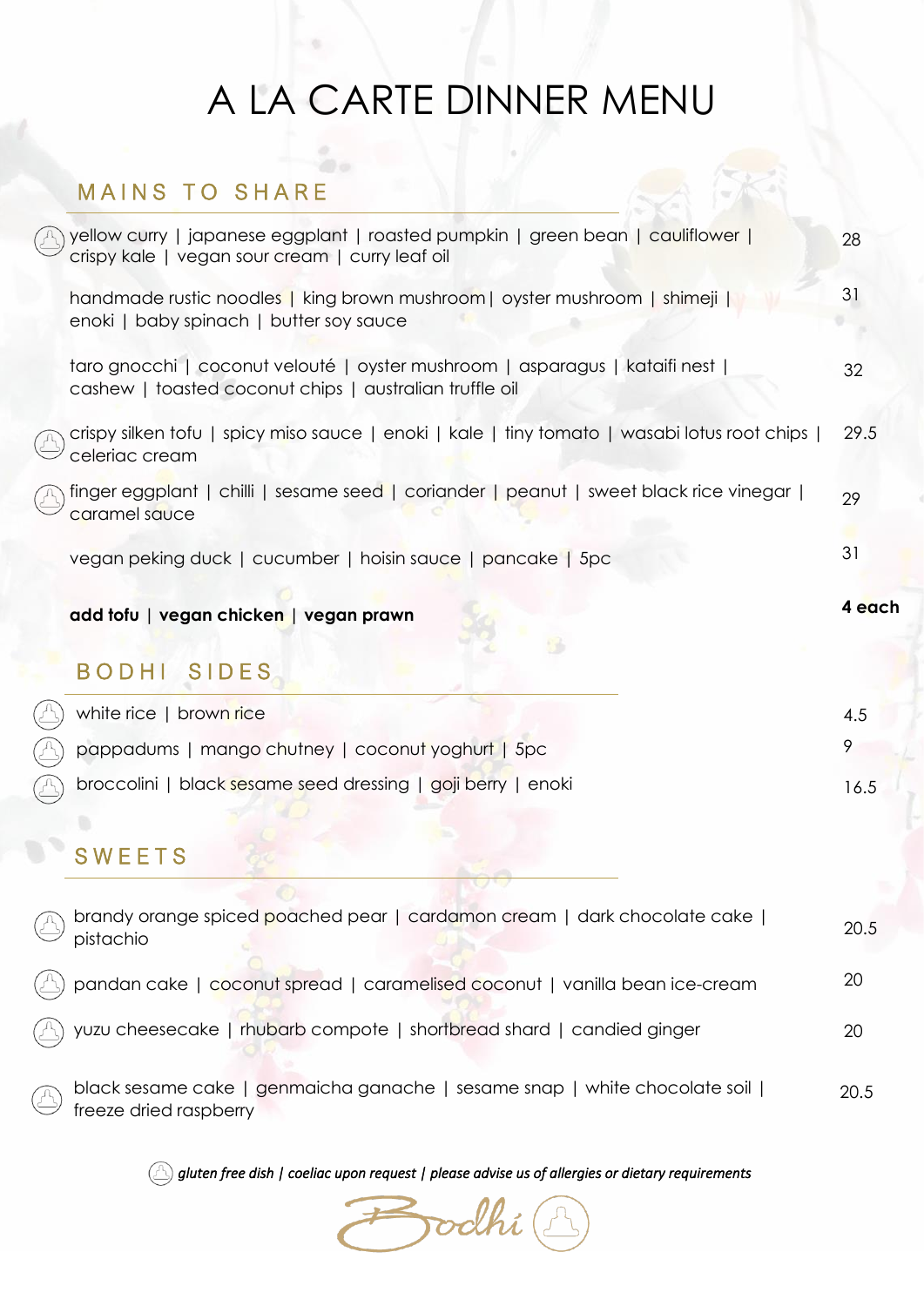# A LA CARTE DINNER MENU

## MAINS TO SHARE

| | |
|---|---|
| yellow curry \| japanese eggplant \| roasted pumpkin \| green bean \| cauliflower \| crispy kale \| vegan sour cream \| curry leaf oil | 28 |
| handmade rustic noodles \| king brown mushroom \| oyster mushroom \| shimeji \| enoki \| baby spinach \| butter soy sauce | 31 |
| taro gnocchi \| coconut velouté \| oyster mushroom \| asparagus \| kataifi nest \| cashew \| toasted coconut chips \| australian truffle oil | 32 |
| crispy silken tofu \| spicy miso sauce \| enoki \| kale \| tiny tomato \| wasabi lotus root chips \| celeriac cream | 29.5 |
| finger eggplant \| chilli \| sesame seed \| coriander \| peanut \| sweet black rice vinegar \| caramel sauce | 29 |
| vegan peking duck \| cucumber \| hoisin sauce \| pancake \| 5pc | 31 |
| **add tofu \| vegan chicken \| vegan prawn** | **4 each** |

## BODHI SIDES

| | |
|---|---|
| white rice \| brown rice | 4.5 |
| pappadums \| mango chutney \| coconut yoghurt \| 5pc | 9 |
| broccolini \| black sesame seed dressing \| goji berry \| enoki | 16.5 |

## SWEETS

| | |
|---|---|
| brandy orange spiced poached pear \| cardamon cream \| dark chocolate cake \| pistachio | 20.5 |
| pandan cake \| coconut spread \| caramelised coconut \| vanilla bean ice-cream | 20 |
| yuzu cheesecake \| rhubarb compote \| shortbread shard \| candied ginger | 20 |
| black sesame cake \| genmaicha ganache \| sesame snap \| white chocolate soil \| freeze dried raspberry | 20.5 |

*gluten free dish | coeliac upon request | please advise us of allergies or dietary requirements*

Bodhi